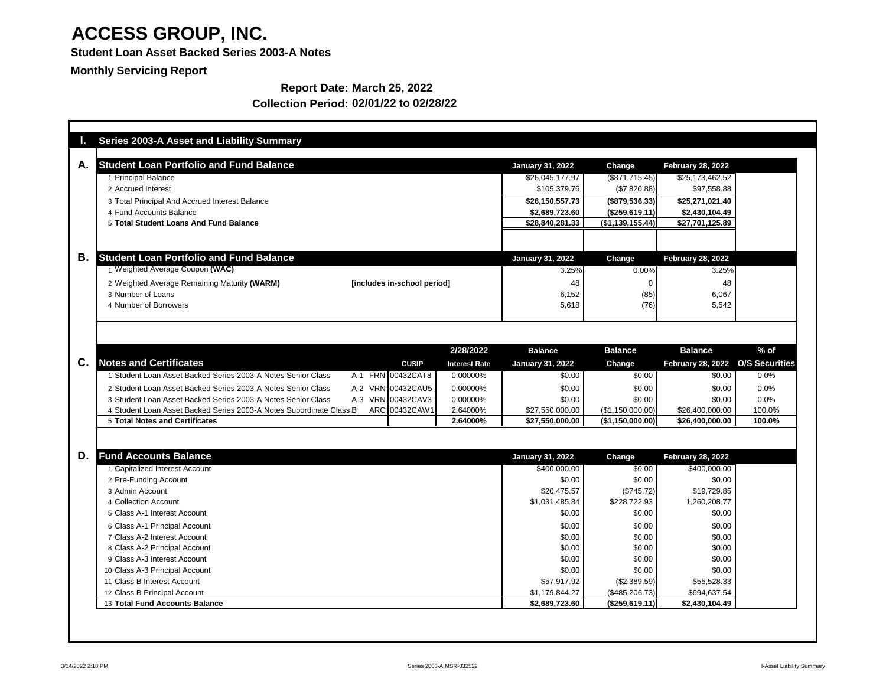# ACCESS GROUP, INC.

**Student Loan Asset Backed Series 2003-A Notes**

**Monthly Servicing Report**

**Report Date: March 25, 2022**

**Collection Period: 02/01/22 to 02/28/22**

## I. Series 2003-A Asset and Liability Summary

### A. Student Loan Portfolio and Fund Balance

| | January 31, 2022 | Change | February 28, 2022 |
|---|---|---|---|
| 1 Principal Balance | $26,045,177.97 | ($871,715.45) | $25,173,462.52 |
| 2 Accrued Interest | $105,379.76 | ($7,820.88) | $97,558.88 |
| 3 Total Principal And Accrued Interest Balance | **$26,150,557.73** | **($879,536.33)** | **$25,271,021.40** |
| 4 Fund Accounts Balance | **$2,689,723.60** | **($259,619.11)** | **$2,430,104.49** |
| 5 **Total Student Loans And Fund Balance** | **$28,840,281.33** | **($1,139,155.44)** | **$27,701,125.89** |

### B. Student Loan Portfolio and Fund Balance

| | | January 31, 2022 | Change | February 28, 2022 |
|---|---|---|---|---|
| 1 Weighted Average Coupon **(WAC)** | | 3.25% | 0.00% | 3.25% |
| 2 Weighted Average Remaining Maturity **(WARM)** | **[includes in-school period]** | 48 | 0 | 48 |
| 3 Number of Loans | | 6,152 | (85) | 6,067 |
| 4 Number of Borrowers | | 5,618 | (76) | 5,542 |

### C. Notes and Certificates

| | | CUSIP | 2/28/2022 Interest Rate | Balance January 31, 2022 | Balance Change | Balance February 28, 2022 | % of O/S Securities |
|---|---|---|---|---|---|---|---|
| 1 Student Loan Asset Backed Series 2003-A Notes Senior Class | A-1 FRN | 00432CAT8 | 0.00000% | $0.00 | $0.00 | $0.00 | 0.0% |
| 2 Student Loan Asset Backed Series 2003-A Notes Senior Class | A-2 VRN | 00432CAU5 | 0.00000% | $0.00 | $0.00 | $0.00 | 0.0% |
| 3 Student Loan Asset Backed Series 2003-A Notes Senior Class | A-3 VRN | 00432CAV3 | 0.00000% | $0.00 | $0.00 | $0.00 | 0.0% |
| 4 Student Loan Asset Backed Series 2003-A Notes Subordinate Class B | ARC | 00432CAW1 | 2.64000% | $27,550,000.00 | ($1,150,000.00) | $26,400,000.00 | 100.0% |
| 5 **Total Notes and Certificates** | | | **2.64000%** | **$27,550,000.00** | **($1,150,000.00)** | **$26,400,000.00** | **100.0%** |

### D. Fund Accounts Balance

| | January 31, 2022 | Change | February 28, 2022 |
|---|---|---|---|
| 1 Capitalized Interest Account | $400,000.00 | $0.00 | $400,000.00 |
| 2 Pre-Funding Account | $0.00 | $0.00 | $0.00 |
| 3 Admin Account | $20,475.57 | ($745.72) | $19,729.85 |
| 4 Collection Account | $1,031,485.84 | $228,722.93 | 1,260,208.77 |
| 5 Class A-1 Interest Account | $0.00 | $0.00 | $0.00 |
| 6 Class A-1 Principal Account | $0.00 | $0.00 | $0.00 |
| 7 Class A-2 Interest Account | $0.00 | $0.00 | $0.00 |
| 8 Class A-2 Principal Account | $0.00 | $0.00 | $0.00 |
| 9 Class A-3 Interest Account | $0.00 | $0.00 | $0.00 |
| 10 Class A-3 Principal Account | $0.00 | $0.00 | $0.00 |
| 11 Class B Interest Account | $57,917.92 | ($2,389.59) | $55,528.33 |
| 12 Class B Principal Account | $1,179,844.27 | ($485,206.73) | $694,637.54 |
| 13 **Total Fund Accounts Balance** | **$2,689,723.60** | **($259,619.11)** | **$2,430,104.49** |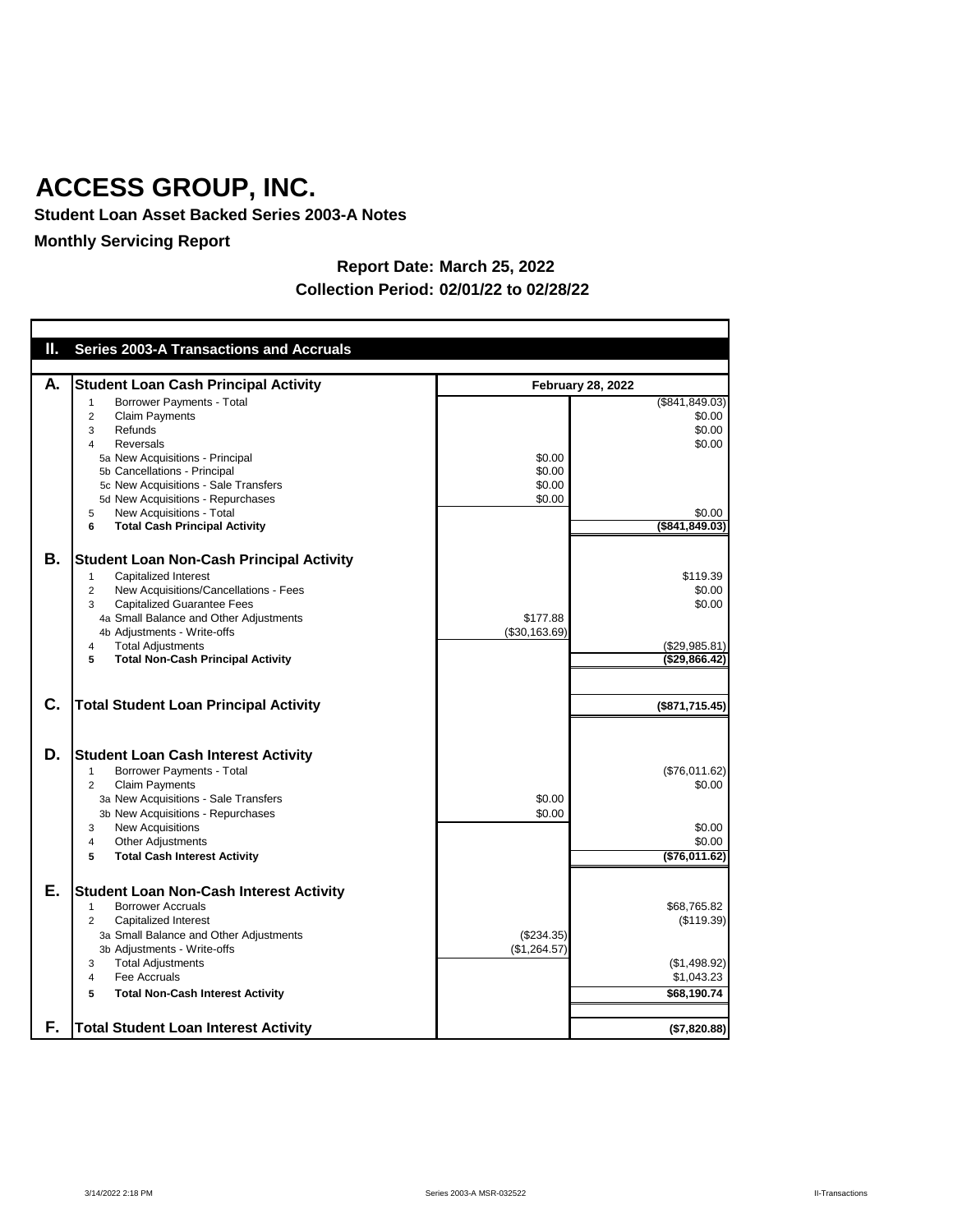# ACCESS GROUP, INC.

**Student Loan Asset Backed Series 2003-A Notes**

**Monthly Servicing Report**

**Report Date: March 25, 2022**

**Collection Period: 02/01/22 to 02/28/22**

## II. Series 2003-A Transactions and Accruals

| | | | February 28, 2022 |
|---|---|---|---|
| **A.** | **Student Loan Cash Principal Activity** | | |
| | 1 Borrower Payments - Total | | ($841,849.03) |
| | 2 Claim Payments | | $0.00 |
| | 3 Refunds | | $0.00 |
| | 4 Reversals | | $0.00 |
| | 5a New Acquisitions - Principal | $0.00 | |
| | 5b Cancellations - Principal | $0.00 | |
| | 5c New Acquisitions - Sale Transfers | $0.00 | |
| | 5d New Acquisitions - Repurchases | $0.00 | |
| | 5 New Acquisitions - Total | | $0.00 |
| | **6 Total Cash Principal Activity** | | **($841,849.03)** |
| **B.** | **Student Loan Non-Cash Principal Activity** | | |
| | 1 Capitalized Interest | | $119.39 |
| | 2 New Acquisitions/Cancellations - Fees | | $0.00 |
| | 3 Capitalized Guarantee Fees | | $0.00 |
| | 4a Small Balance and Other Adjustments | $177.88 | |
| | 4b Adjustments - Write-offs | ($30,163.69) | |
| | 4 Total Adjustments | | ($29,985.81) |
| | **5 Total Non-Cash Principal Activity** | | **($29,866.42)** |
| **C.** | **Total Student Loan Principal Activity** | | **($871,715.45)** |
| **D.** | **Student Loan Cash Interest Activity** | | |
| | 1 Borrower Payments - Total | | ($76,011.62) |
| | 2 Claim Payments | | $0.00 |
| | 3a New Acquisitions - Sale Transfers | $0.00 | |
| | 3b New Acquisitions - Repurchases | $0.00 | |
| | 3 New Acquisitions | | $0.00 |
| | 4 Other Adjustments | | $0.00 |
| | **5 Total Cash Interest Activity** | | **($76,011.62)** |
| **E.** | **Student Loan Non-Cash Interest Activity** | | |
| | 1 Borrower Accruals | | $68,765.82 |
| | 2 Capitalized Interest | | ($119.39) |
| | 3a Small Balance and Other Adjustments | ($234.35) | |
| | 3b Adjustments - Write-offs | ($1,264.57) | |
| | 3 Total Adjustments | | ($1,498.92) |
| | 4 Fee Accruals | | $1,043.23 |
| | **5 Total Non-Cash Interest Activity** | | **$68,190.74** |
| **F.** | **Total Student Loan Interest Activity** | | **($7,820.88)** |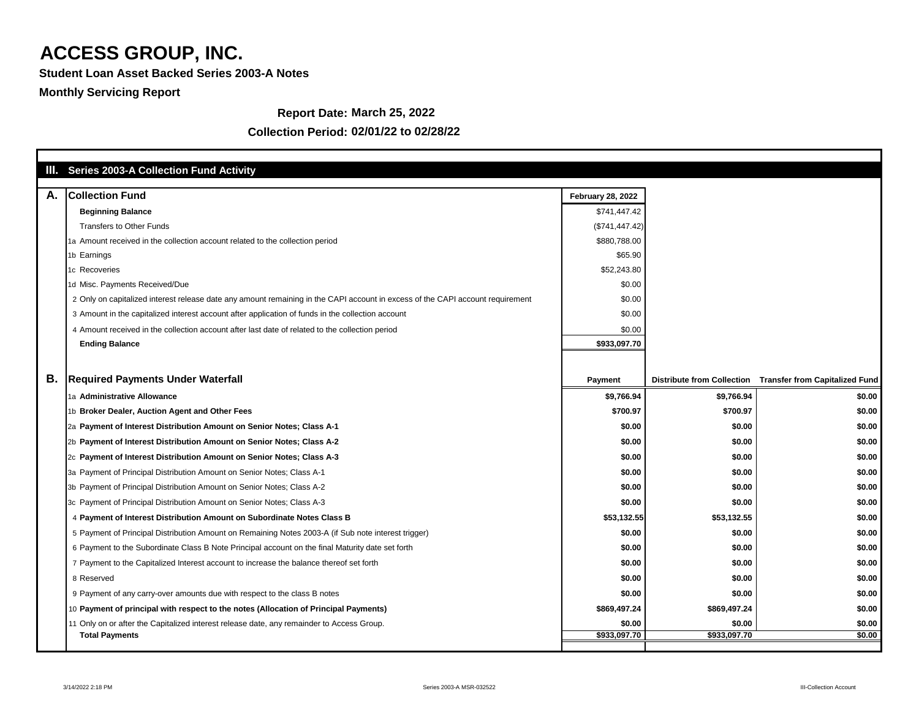# ACCESS GROUP, INC.

**Student Loan Asset Backed Series 2003-A Notes**

**Monthly Servicing Report**

**Report Date: March 25, 2022**

**Collection Period: 02/01/22 to 02/28/22**

## III. Series 2003-A Collection Fund Activity

| A. | Collection Fund | February 28, 2022 |
|---|---|---|
| | **Beginning Balance** | $741,447.42 |
| | Transfers to Other Funds | ($741,447.42) |
| 1a | Amount received in the collection account related to the collection period | $880,788.00 |
| 1b | Earnings | $65.90 |
| 1c | Recoveries | $52,243.80 |
| 1d | Misc. Payments Received/Due | $0.00 |
| 2 | Only on capitalized interest release date any amount remaining in the CAPI account in excess of the CAPI account requirement | $0.00 |
| 3 | Amount in the capitalized interest account after application of funds in the collection account | $0.00 |
| 4 | Amount received in the collection account after last date of related to the collection period | $0.00 |
| | **Ending Balance** | **$933,097.70** |

| B. | Required Payments Under Waterfall | Payment | Distribute from Collection | Transfer from Capitalized Fund |
|---|---|---|---|---|
| 1a | **Administrative Allowance** | **$9,766.94** | **$9,766.94** | **$0.00** |
| 1b | **Broker Dealer, Auction Agent and Other Fees** | **$700.97** | **$700.97** | **$0.00** |
| 2a | **Payment of Interest Distribution Amount on Senior Notes; Class A-1** | **$0.00** | **$0.00** | **$0.00** |
| 2b | **Payment of Interest Distribution Amount on Senior Notes; Class A-2** | **$0.00** | **$0.00** | **$0.00** |
| 2c | **Payment of Interest Distribution Amount on Senior Notes; Class A-3** | **$0.00** | **$0.00** | **$0.00** |
| 3a | Payment of Principal Distribution Amount on Senior Notes; Class A-1 | **$0.00** | **$0.00** | **$0.00** |
| 3b | Payment of Principal Distribution Amount on Senior Notes; Class A-2 | **$0.00** | **$0.00** | **$0.00** |
| 3c | Payment of Principal Distribution Amount on Senior Notes; Class A-3 | **$0.00** | **$0.00** | **$0.00** |
| 4 | **Payment of Interest Distribution Amount on Subordinate Notes Class B** | **$53,132.55** | **$53,132.55** | **$0.00** |
| 5 | Payment of Principal Distribution Amount on Remaining Notes 2003-A (if Sub note interest trigger) | **$0.00** | **$0.00** | **$0.00** |
| 6 | Payment to the Subordinate Class B Note Principal account on the final Maturity date set forth | **$0.00** | **$0.00** | **$0.00** |
| 7 | Payment to the Capitalized Interest account to increase the balance thereof set forth | **$0.00** | **$0.00** | **$0.00** |
| 8 | Reserved | **$0.00** | **$0.00** | **$0.00** |
| 9 | Payment of any carry-over amounts due with respect to the class B notes | **$0.00** | **$0.00** | **$0.00** |
| 10 | **Payment of principal with respect to the notes (Allocation of Principal Payments)** | **$869,497.24** | **$869,497.24** | **$0.00** |
| 11 | Only on or after the Capitalized interest release date, any remainder to Access Group. | **$0.00** | **$0.00** | **$0.00** |
| | **Total Payments** | **$933,097.70** | **$933,097.70** | **$0.00** |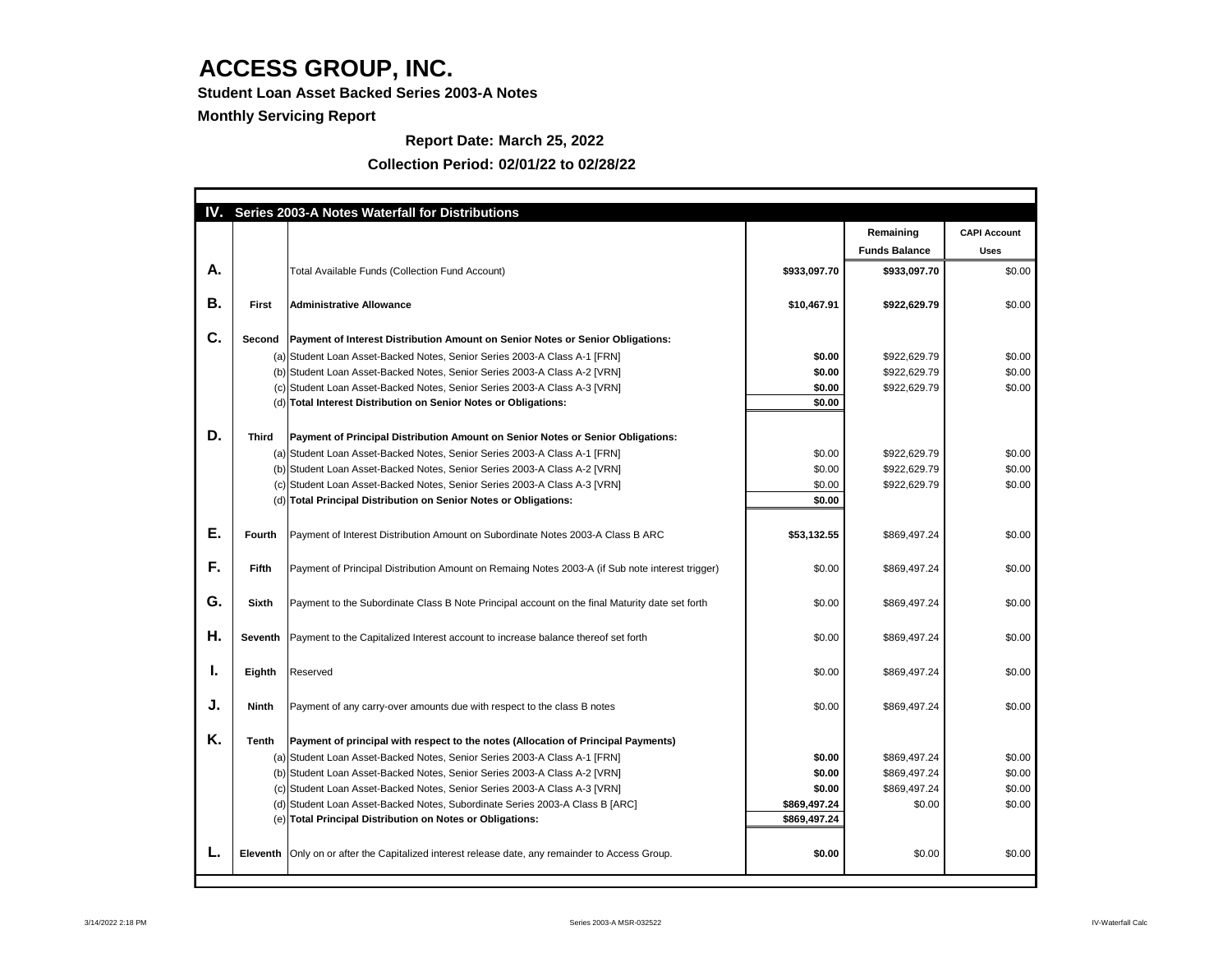# ACCESS GROUP, INC.

**Student Loan Asset Backed Series 2003-A Notes**

**Monthly Servicing Report**

**Report Date: March 25, 2022**

**Collection Period: 02/01/22 to 02/28/22**

## IV. Series 2003-A Notes Waterfall for Distributions

| | | | | Remaining Funds Balance | CAPI Account Uses |
|---|---|---|---|---|---|
| **A.** | | Total Available Funds (Collection Fund Account) | **$933,097.70** | **$933,097.70** | $0.00 |
| **B.** | **First** | **Administrative Allowance** | **$10,467.91** | **$922,629.79** | $0.00 |
| **C.** | **Second** | **Payment of Interest Distribution Amount on Senior Notes or Senior Obligations:** | | | |
| | (a) | Student Loan Asset-Backed Notes, Senior Series 2003-A Class A-1 [FRN] | **$0.00** | $922,629.79 | $0.00 |
| | (b) | Student Loan Asset-Backed Notes, Senior Series 2003-A Class A-2 [VRN] | **$0.00** | $922,629.79 | $0.00 |
| | (c) | Student Loan Asset-Backed Notes, Senior Series 2003-A Class A-3 [VRN] | **$0.00** | $922,629.79 | $0.00 |
| | (d) | **Total Interest Distribution on Senior Notes or Obligations:** | **$0.00** | | |
| **D.** | **Third** | **Payment of Principal Distribution Amount on Senior Notes or Senior Obligations:** | | | |
| | (a) | Student Loan Asset-Backed Notes, Senior Series 2003-A Class A-1 [FRN] | $0.00 | $922,629.79 | $0.00 |
| | (b) | Student Loan Asset-Backed Notes, Senior Series 2003-A Class A-2 [VRN] | $0.00 | $922,629.79 | $0.00 |
| | (c) | Student Loan Asset-Backed Notes, Senior Series 2003-A Class A-3 [VRN] | $0.00 | $922,629.79 | $0.00 |
| | (d) | **Total Principal Distribution on Senior Notes or Obligations:** | **$0.00** | | |
| **E.** | **Fourth** | Payment of Interest Distribution Amount on Subordinate Notes 2003-A Class B ARC | **$53,132.55** | $869,497.24 | $0.00 |
| **F.** | **Fifth** | Payment of Principal Distribution Amount on Remaing Notes 2003-A (if Sub note interest trigger) | $0.00 | $869,497.24 | $0.00 |
| **G.** | **Sixth** | Payment to the Subordinate Class B Note Principal account on the final Maturity date set forth | $0.00 | $869,497.24 | $0.00 |
| **H.** | **Seventh** | Payment to the Capitalized Interest account to increase balance thereof set forth | $0.00 | $869,497.24 | $0.00 |
| **I.** | **Eighth** | Reserved | $0.00 | $869,497.24 | $0.00 |
| **J.** | **Ninth** | Payment of any carry-over amounts due with respect to the class B notes | $0.00 | $869,497.24 | $0.00 |
| **K.** | **Tenth** | **Payment of principal with respect to the notes (Allocation of Principal Payments)** | | | |
| | (a) | Student Loan Asset-Backed Notes, Senior Series 2003-A Class A-1 [FRN] | **$0.00** | $869,497.24 | $0.00 |
| | (b) | Student Loan Asset-Backed Notes, Senior Series 2003-A Class A-2 [VRN] | **$0.00** | $869,497.24 | $0.00 |
| | (c) | Student Loan Asset-Backed Notes, Senior Series 2003-A Class A-3 [VRN] | **$0.00** | $869,497.24 | $0.00 |
| | (d) | Student Loan Asset-Backed Notes, Subordinate Series 2003-A Class B [ARC] | **$869,497.24** | $0.00 | $0.00 |
| | (e) | **Total Principal Distribution on Notes or Obligations:** | **$869,497.24** | | |
| **L.** | **Eleventh** | Only on or after the Capitalized interest release date, any remainder to Access Group. | **$0.00** | $0.00 | $0.00 |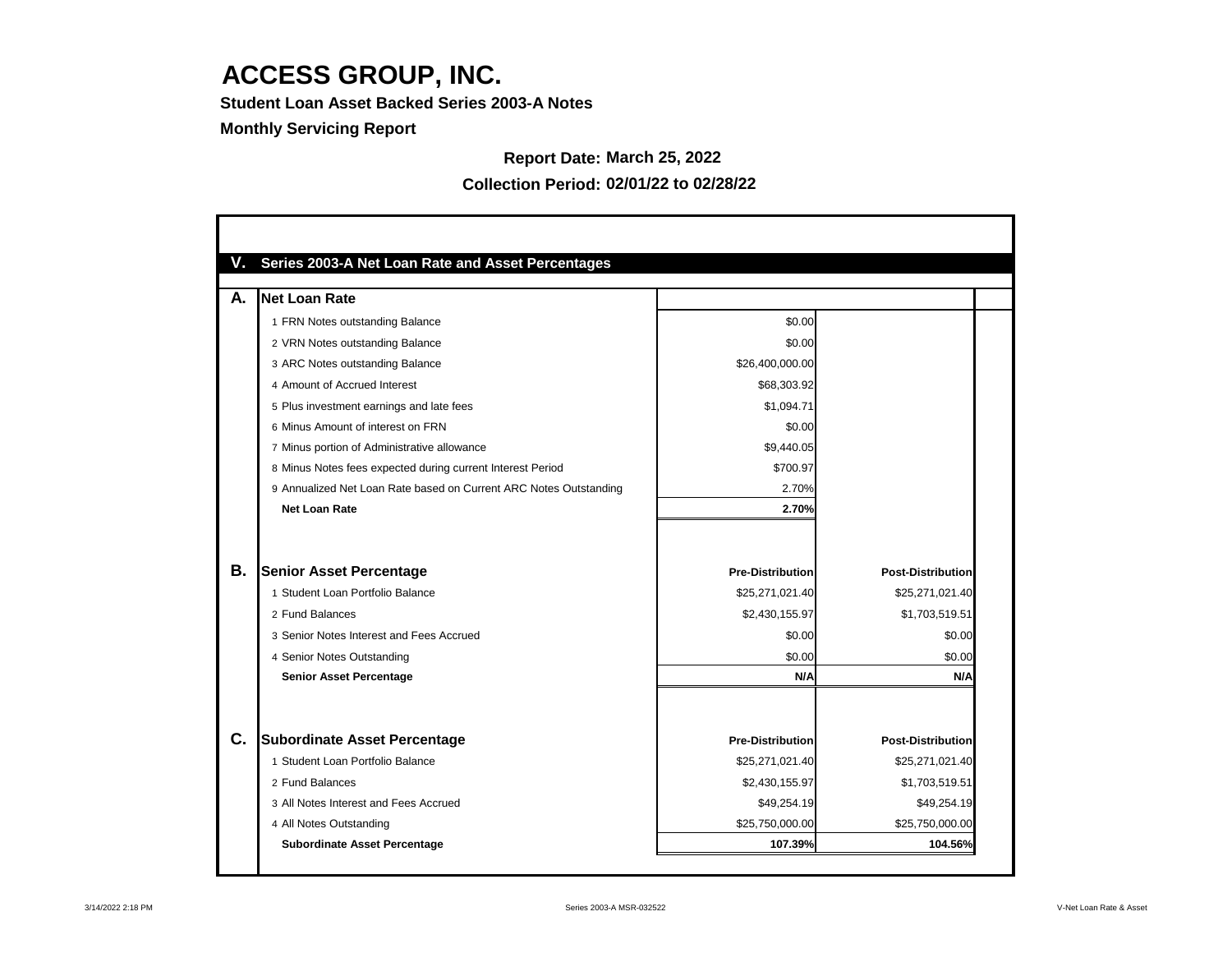# ACCESS GROUP, INC.

**Student Loan Asset Backed Series 2003-A Notes**

**Monthly Servicing Report**

**Report Date: March 25, 2022**

**Collection Period: 02/01/22 to 02/28/22**

## V. Series 2003-A Net Loan Rate and Asset Percentages

| | | | |
|---|---|---|---|
| **A.** | **Net Loan Rate** | | |
| | 1 FRN Notes outstanding Balance | $0.00 | |
| | 2 VRN Notes outstanding Balance | $0.00 | |
| | 3 ARC Notes outstanding Balance | $26,400,000.00 | |
| | 4 Amount of Accrued Interest | $68,303.92 | |
| | 5 Plus investment earnings and late fees | $1,094.71 | |
| | 6 Minus Amount of interest on FRN | $0.00 | |
| | 7 Minus portion of Administrative allowance | $9,440.05 | |
| | 8 Minus Notes fees expected during current Interest Period | $700.97 | |
| | 9 Annualized Net Loan Rate based on Current ARC Notes Outstanding | 2.70% | |
| | **Net Loan Rate** | **2.70%** | |
| | | | |
| **B.** | **Senior Asset Percentage** | **Pre-Distribution** | **Post-Distribution** |
| | 1 Student Loan Portfolio Balance | $25,271,021.40 | $25,271,021.40 |
| | 2 Fund Balances | $2,430,155.97 | $1,703,519.51 |
| | 3 Senior Notes Interest and Fees Accrued | $0.00 | $0.00 |
| | 4 Senior Notes Outstanding | $0.00 | $0.00 |
| | **Senior Asset Percentage** | **N/A** | **N/A** |
| | | | |
| **C.** | **Subordinate Asset Percentage** | **Pre-Distribution** | **Post-Distribution** |
| | 1 Student Loan Portfolio Balance | $25,271,021.40 | $25,271,021.40 |
| | 2 Fund Balances | $2,430,155.97 | $1,703,519.51 |
| | 3 All Notes Interest and Fees Accrued | $49,254.19 | $49,254.19 |
| | 4 All Notes Outstanding | $25,750,000.00 | $25,750,000.00 |
| | **Subordinate Asset Percentage** | **107.39%** | **104.56%** |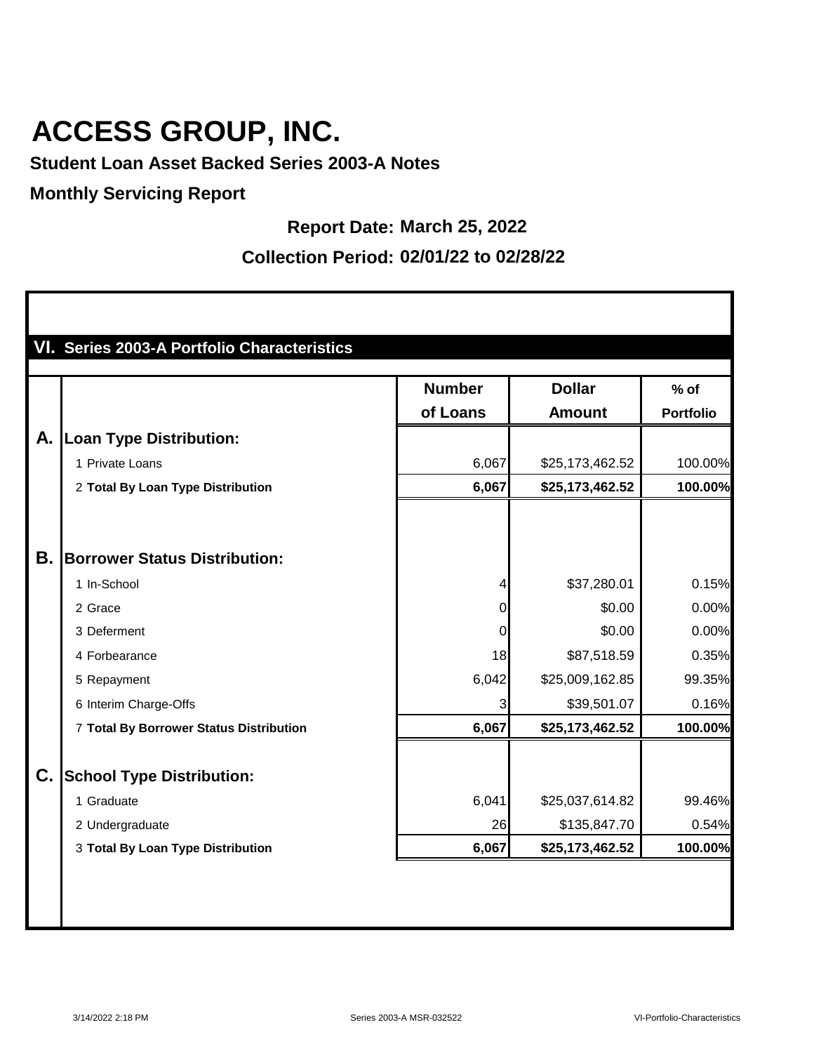# ACCESS GROUP, INC.

**Student Loan Asset Backed Series 2003-A Notes**

**Monthly Servicing Report**

**Report Date: March 25, 2022**

**Collection Period: 02/01/22 to 02/28/22**

## VI. Series 2003-A Portfolio Characteristics

| | | Number of Loans | Dollar Amount | % of Portfolio |
|---|---|---|---|---|
| **A.** | **Loan Type Distribution:** | | | |
| | 1 Private Loans | 6,067 | $25,173,462.52 | 100.00% |
| | 2 **Total By Loan Type Distribution** | **6,067** | **$25,173,462.52** | **100.00%** |
| **B.** | **Borrower Status Distribution:** | | | |
| | 1 In-School | 4 | $37,280.01 | 0.15% |
| | 2 Grace | 0 | $0.00 | 0.00% |
| | 3 Deferment | 0 | $0.00 | 0.00% |
| | 4 Forbearance | 18 | $87,518.59 | 0.35% |
| | 5 Repayment | 6,042 | $25,009,162.85 | 99.35% |
| | 6 Interim Charge-Offs | 3 | $39,501.07 | 0.16% |
| | 7 **Total By Borrower Status Distribution** | **6,067** | **$25,173,462.52** | **100.00%** |
| **C.** | **School Type Distribution:** | | | |
| | 1 Graduate | 6,041 | $25,037,614.82 | 99.46% |
| | 2 Undergraduate | 26 | $135,847.70 | 0.54% |
| | 3 **Total By Loan Type Distribution** | **6,067** | **$25,173,462.52** | **100.00%** |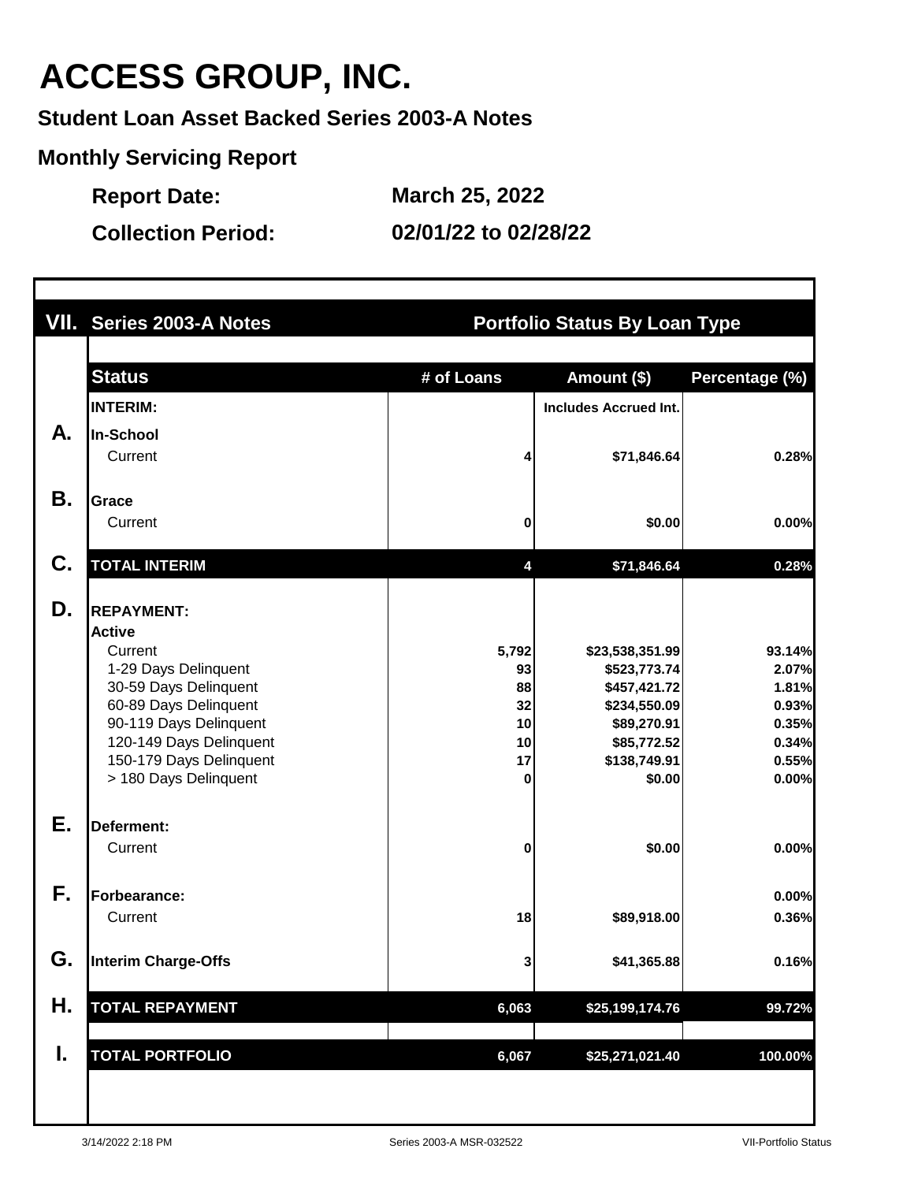# ACCESS GROUP, INC.

**Student Loan Asset Backed Series 2003-A Notes**

**Monthly Servicing Report**

**Report Date:** March 25, 2022

**Collection Period:** 02/01/22 to 02/28/22

| VII. | Series 2003-A Notes | Portfolio Status By Loan Type | | |
|---|---|---|---|---|
| | **Status** | **# of Loans** | **Amount ($)** | **Percentage (%)** |
| | **INTERIM:** | | **Includes Accrued Int.** | |
| **A.** | **In-School** | | | |
| | Current | 4 | $71,846.64 | 0.28% |
| **B.** | **Grace** | | | |
| | Current | 0 | $0.00 | 0.00% |
| **C.** | **TOTAL INTERIM** | 4 | $71,846.64 | 0.28% |
| **D.** | **REPAYMENT:** | | | |
| | **Active** | | | |
| | Current | 5,792 | $23,538,351.99 | 93.14% |
| | 1-29 Days Delinquent | 93 | $523,773.74 | 2.07% |
| | 30-59 Days Delinquent | 88 | $457,421.72 | 1.81% |
| | 60-89 Days Delinquent | 32 | $234,550.09 | 0.93% |
| | 90-119 Days Delinquent | 10 | $89,270.91 | 0.35% |
| | 120-149 Days Delinquent | 10 | $85,772.52 | 0.34% |
| | 150-179 Days Delinquent | 17 | $138,749.91 | 0.55% |
| | > 180 Days Delinquent | 0 | $0.00 | 0.00% |
| **E.** | **Deferment:** | | | |
| | Current | 0 | $0.00 | 0.00% |
| **F.** | **Forbearance:** | | | 0.00% |
| | Current | 18 | $89,918.00 | 0.36% |
| **G.** | **Interim Charge-Offs** | 3 | $41,365.88 | 0.16% |
| **H.** | **TOTAL REPAYMENT** | 6,063 | $25,199,174.76 | 99.72% |
| **I.** | **TOTAL PORTFOLIO** | 6,067 | $25,271,021.40 | 100.00% |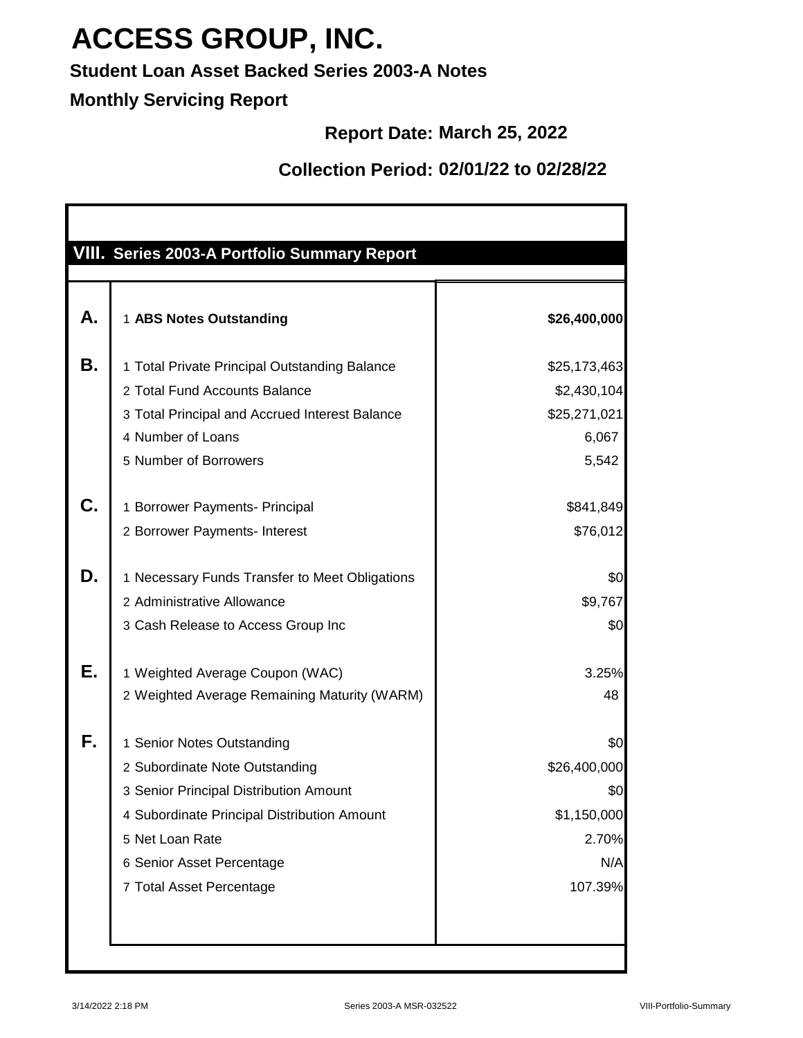# ACCESS GROUP, INC.

**Student Loan Asset Backed Series 2003-A Notes**

**Monthly Servicing Report**

**Report Date: March 25, 2022**

**Collection Period: 02/01/22 to 02/28/22**

## VIII. Series 2003-A Portfolio Summary Report

| | | |
|---|---|---|
| **A.** | 1 **ABS Notes Outstanding** | **$26,400,000** |
| **B.** | 1 Total Private Principal Outstanding Balance | $25,173,463 |
| | 2 Total Fund Accounts Balance | $2,430,104 |
| | 3 Total Principal and Accrued Interest Balance | $25,271,021 |
| | 4 Number of Loans | 6,067 |
| | 5 Number of Borrowers | 5,542 |
| **C.** | 1 Borrower Payments- Principal | $841,849 |
| | 2 Borrower Payments- Interest | $76,012 |
| **D.** | 1 Necessary Funds Transfer to Meet Obligations | $0 |
| | 2 Administrative Allowance | $9,767 |
| | 3 Cash Release to Access Group Inc | $0 |
| **E.** | 1 Weighted Average Coupon (WAC) | 3.25% |
| | 2 Weighted Average Remaining Maturity (WARM) | 48 |
| **F.** | 1 Senior Notes Outstanding | $0 |
| | 2 Subordinate Note Outstanding | $26,400,000 |
| | 3 Senior Principal Distribution Amount | $0 |
| | 4 Subordinate Principal Distribution Amount | $1,150,000 |
| | 5 Net Loan Rate | 2.70% |
| | 6 Senior Asset Percentage | N/A |
| | 7 Total Asset Percentage | 107.39% |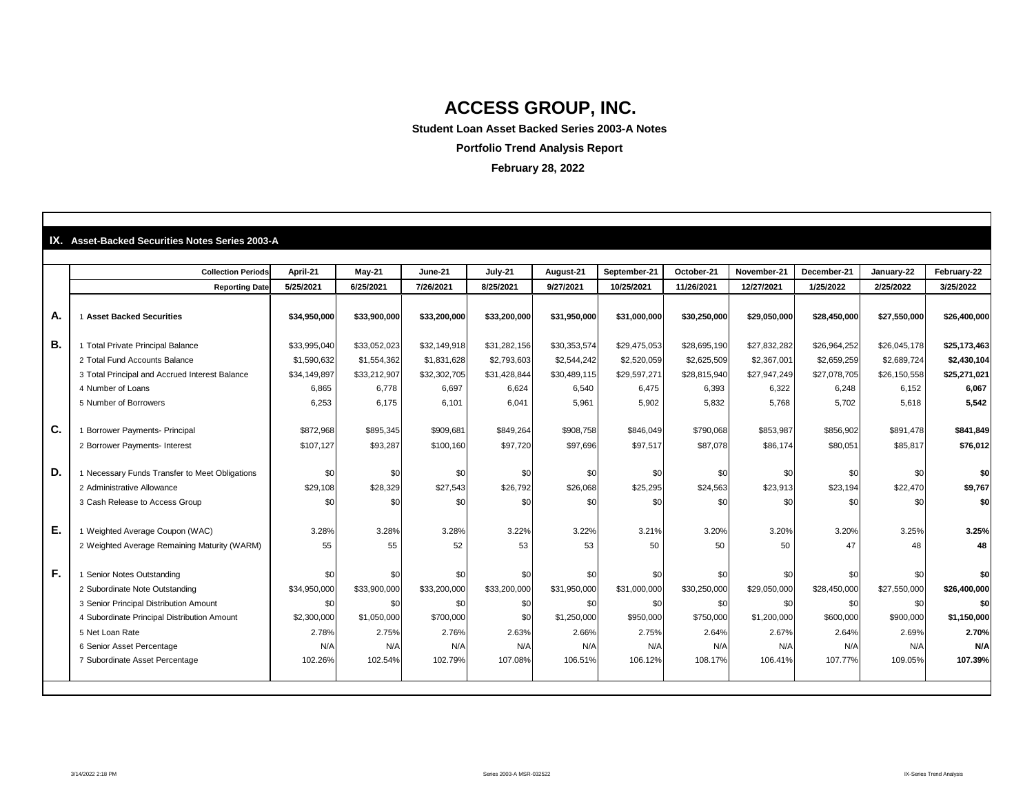# ACCESS GROUP, INC.

**Student Loan Asset Backed Series 2003-A Notes**

**Portfolio Trend Analysis Report**

**February 28, 2022**

## IX. Asset-Backed Securities Notes Series 2003-A

| | Collection Periods | April-21 | May-21 | June-21 | July-21 | August-21 | September-21 | October-21 | November-21 | December-21 | January-22 | February-22 |
|---|---|---|---|---|---|---|---|---|---|---|---|---|
| | Reporting Date | 5/25/2021 | 6/25/2021 | 7/26/2021 | 8/25/2021 | 9/27/2021 | 10/25/2021 | 11/26/2021 | 12/27/2021 | 1/25/2022 | 2/25/2022 | 3/25/2022 |
| **A.** | 1 **Asset Backed Securities** | **$34,950,000** | **$33,900,000** | **$33,200,000** | **$33,200,000** | **$31,950,000** | **$31,000,000** | **$30,250,000** | **$29,050,000** | **$28,450,000** | **$27,550,000** | **$26,400,000** |
| **B.** | 1 Total Private Principal Balance | $33,995,040 | $33,052,023 | $32,149,918 | $31,282,156 | $30,353,574 | $29,475,053 | $28,695,190 | $27,832,282 | $26,964,252 | $26,045,178 | **$25,173,463** |
| | 2 Total Fund Accounts Balance | $1,590,632 | $1,554,362 | $1,831,628 | $2,793,603 | $2,544,242 | $2,520,059 | $2,625,509 | $2,367,001 | $2,659,259 | $2,689,724 | **$2,430,104** |
| | 3 Total Principal and Accrued Interest Balance | $34,149,897 | $33,212,907 | $32,302,705 | $31,428,844 | $30,489,115 | $29,597,271 | $28,815,940 | $27,947,249 | $27,078,705 | $26,150,558 | **$25,271,021** |
| | 4 Number of Loans | 6,865 | 6,778 | 6,697 | 6,624 | 6,540 | 6,475 | 6,393 | 6,322 | 6,248 | 6,152 | **6,067** |
| | 5 Number of Borrowers | 6,253 | 6,175 | 6,101 | 6,041 | 5,961 | 5,902 | 5,832 | 5,768 | 5,702 | 5,618 | **5,542** |
| **C.** | 1 Borrower Payments- Principal | $872,968 | $895,345 | $909,681 | $849,264 | $908,758 | $846,049 | $790,068 | $853,987 | $856,902 | $891,478 | **$841,849** |
| | 2 Borrower Payments- Interest | $107,127 | $93,287 | $100,160 | $97,720 | $97,696 | $97,517 | $87,078 | $86,174 | $80,051 | $85,817 | **$76,012** |
| **D.** | 1 Necessary Funds Transfer to Meet Obligations | $0 | $0 | $0 | $0 | $0 | $0 | $0 | $0 | $0 | $0 | **$0** |
| | 2 Administrative Allowance | $29,108 | $28,329 | $27,543 | $26,792 | $26,068 | $25,295 | $24,563 | $23,913 | $23,194 | $22,470 | **$9,767** |
| | 3 Cash Release to Access Group | $0 | $0 | $0 | $0 | $0 | $0 | $0 | $0 | $0 | $0 | **$0** |
| **E.** | 1 Weighted Average Coupon (WAC) | 3.28% | 3.28% | 3.28% | 3.22% | 3.22% | 3.21% | 3.20% | 3.20% | 3.20% | 3.25% | **3.25%** |
| | 2 Weighted Average Remaining Maturity (WARM) | 55 | 55 | 52 | 53 | 53 | 50 | 50 | 50 | 47 | 48 | **48** |
| **F.** | 1 Senior Notes Outstanding | $0 | $0 | $0 | $0 | $0 | $0 | $0 | $0 | $0 | $0 | **$0** |
| | 2 Subordinate Note Outstanding | $34,950,000 | $33,900,000 | $33,200,000 | $33,200,000 | $31,950,000 | $31,000,000 | $30,250,000 | $29,050,000 | $28,450,000 | $27,550,000 | **$26,400,000** |
| | 3 Senior Principal Distribution Amount | $0 | $0 | $0 | $0 | $0 | $0 | $0 | $0 | $0 | $0 | **$0** |
| | 4 Subordinate Principal Distribution Amount | $2,300,000 | $1,050,000 | $700,000 | $0 | $1,250,000 | $950,000 | $750,000 | $1,200,000 | $600,000 | $900,000 | **$1,150,000** |
| | 5 Net Loan Rate | 2.78% | 2.75% | 2.76% | 2.63% | 2.66% | 2.75% | 2.64% | 2.67% | 2.64% | 2.69% | **2.70%** |
| | 6 Senior Asset Percentage | N/A | N/A | N/A | N/A | N/A | N/A | N/A | N/A | N/A | N/A | **N/A** |
| | 7 Subordinate Asset Percentage | 102.26% | 102.54% | 102.79% | 107.08% | 106.51% | 106.12% | 108.17% | 106.41% | 107.77% | 109.05% | **107.39%** |

3/14/2022 2:18 PM | Series 2003-A MSR-032522 | IX-Series Trend Analysis